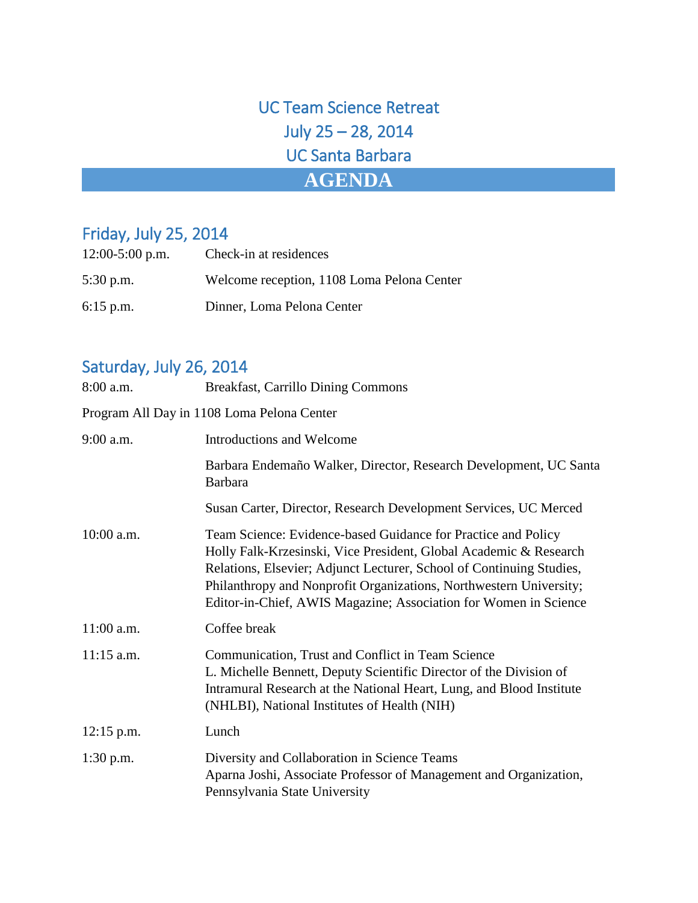# UC Team Science Retreat
# July 25 – 28, 2014
# UC Santa Barbara

## AGENDA

## Friday, July 25, 2014

| | |
|---|---|
| 12:00-5:00 p.m. | Check-in at residences |
| 5:30 p.m. | Welcome reception, 1108 Loma Pelona Center |
| 6:15 p.m. | Dinner, Loma Pelona Center |

## Saturday, July 26, 2014

| | |
|---|---|
| 8:00 a.m. | Breakfast, Carrillo Dining Commons |

Program All Day in 1108 Loma Pelona Center

| | |
|---|---|
| 9:00 a.m. | Introductions and Welcome |
| | Barbara Endemaño Walker, Director, Research Development, UC Santa Barbara |
| | Susan Carter, Director, Research Development Services, UC Merced |
| 10:00 a.m. | Team Science: Evidence-based Guidance for Practice and Policy<br>Holly Falk-Krzesinski, Vice President, Global Academic & Research Relations, Elsevier; Adjunct Lecturer, School of Continuing Studies, Philanthropy and Nonprofit Organizations, Northwestern University; Editor-in-Chief, AWIS Magazine; Association for Women in Science |
| 11:00 a.m. | Coffee break |
| 11:15 a.m. | Communication, Trust and Conflict in Team Science<br>L. Michelle Bennett, Deputy Scientific Director of the Division of Intramural Research at the National Heart, Lung, and Blood Institute (NHLBI), National Institutes of Health (NIH) |
| 12:15 p.m. | Lunch |
| 1:30 p.m. | Diversity and Collaboration in Science Teams<br>Aparna Joshi, Associate Professor of Management and Organization, Pennsylvania State University |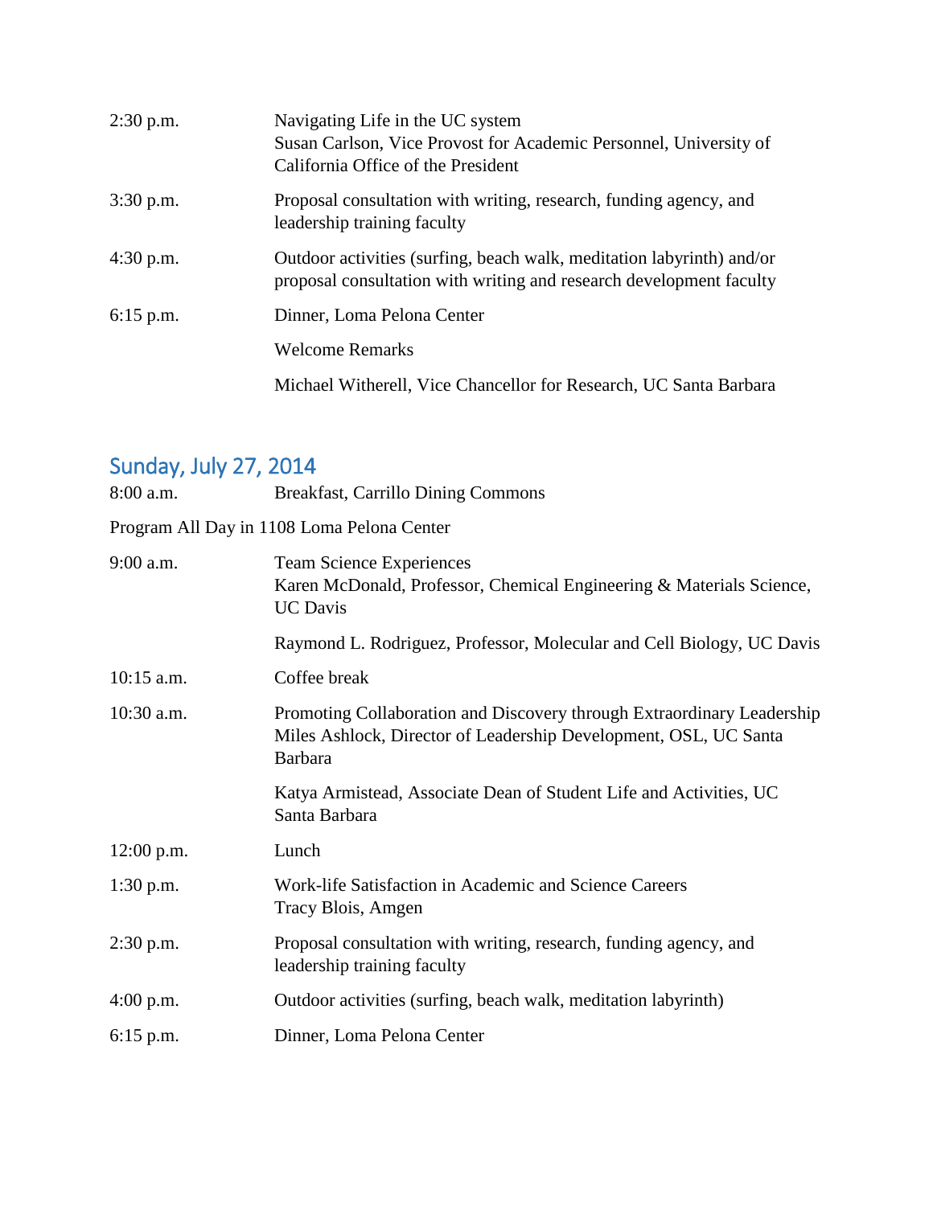| | |
|---|---|
| 2:30 p.m. | Navigating Life in the UC system<br>Susan Carlson, Vice Provost for Academic Personnel, University of California Office of the President |
| 3:30 p.m. | Proposal consultation with writing, research, funding agency, and leadership training faculty |
| 4:30 p.m. | Outdoor activities (surfing, beach walk, meditation labyrinth) and/or proposal consultation with writing and research development faculty |
| 6:15 p.m. | Dinner, Loma Pelona Center |
| | Welcome Remarks |
| | Michael Witherell, Vice Chancellor for Research, UC Santa Barbara |

## Sunday, July 27, 2014

| | |
|---|---|
| 8:00 a.m. | Breakfast, Carrillo Dining Commons |

Program All Day in 1108 Loma Pelona Center

| | |
|---|---|
| 9:00 a.m. | Team Science Experiences<br>Karen McDonald, Professor, Chemical Engineering & Materials Science, UC Davis |
| | Raymond L. Rodriguez, Professor, Molecular and Cell Biology, UC Davis |
| 10:15 a.m. | Coffee break |
| 10:30 a.m. | Promoting Collaboration and Discovery through Extraordinary Leadership<br>Miles Ashlock, Director of Leadership Development, OSL, UC Santa Barbara |
| | Katya Armistead, Associate Dean of Student Life and Activities, UC Santa Barbara |
| 12:00 p.m. | Lunch |
| 1:30 p.m. | Work-life Satisfaction in Academic and Science Careers<br>Tracy Blois, Amgen |
| 2:30 p.m. | Proposal consultation with writing, research, funding agency, and leadership training faculty |
| 4:00 p.m. | Outdoor activities (surfing, beach walk, meditation labyrinth) |
| 6:15 p.m. | Dinner, Loma Pelona Center |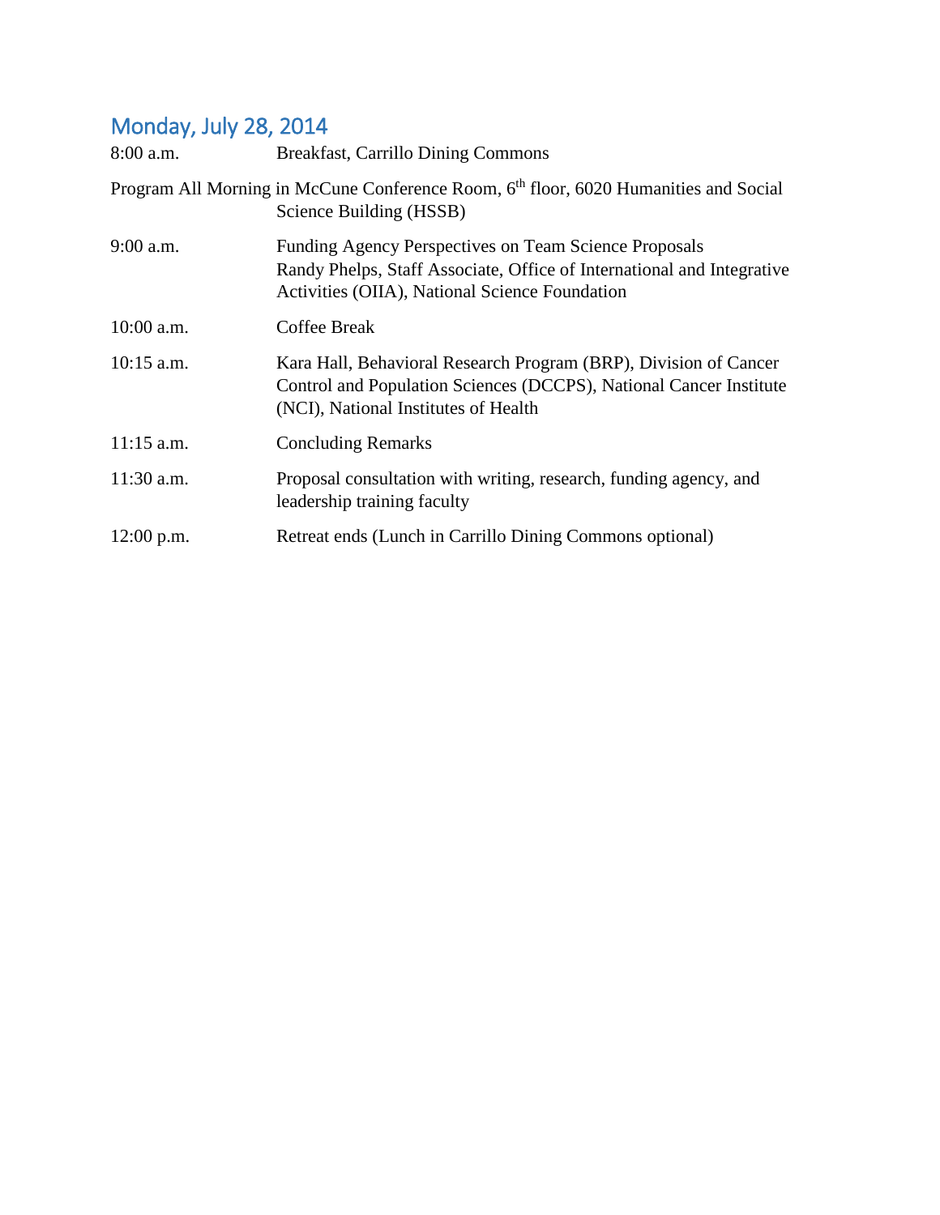## Monday, July 28, 2014

| | |
|---|---|
| 8:00 a.m. | Breakfast, Carrillo Dining Commons |

Program All Morning in McCune Conference Room, 6th floor, 6020 Humanities and Social Science Building (HSSB)

| | |
|---|---|
| 9:00 a.m. | Funding Agency Perspectives on Team Science Proposals<br>Randy Phelps, Staff Associate, Office of International and Integrative Activities (OIIA), National Science Foundation |
| 10:00 a.m. | Coffee Break |
| 10:15 a.m. | Kara Hall, Behavioral Research Program (BRP), Division of Cancer Control and Population Sciences (DCCPS), National Cancer Institute (NCI), National Institutes of Health |
| 11:15 a.m. | Concluding Remarks |
| 11:30 a.m. | Proposal consultation with writing, research, funding agency, and leadership training faculty |
| 12:00 p.m. | Retreat ends (Lunch in Carrillo Dining Commons optional) |